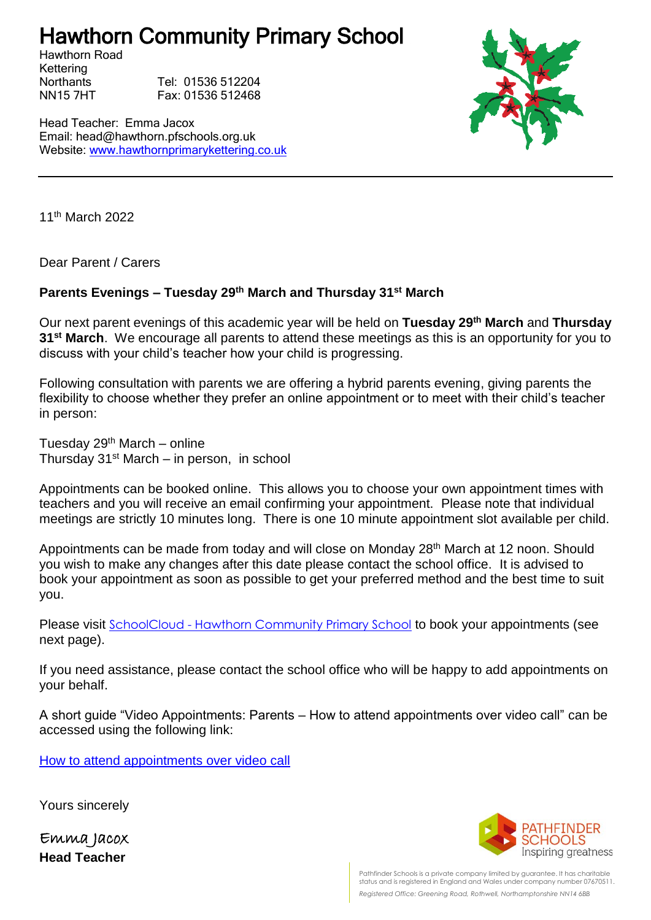# Hawthorn Community Primary School

Hawthorn Road
Kettering
Northants Tel: 01536 512204
NN15 7HT Fax: 01536 512468

Head Teacher: Emma Jacox
Email: head@hawthorn.pfschools.org.uk
Website: [www.hawthornprimarykettering.co.uk](www.hawthornprimarykettering.co.uk)

---

11th March 2022

Dear Parent / Carers

**Parents Evenings – Tuesday 29th March and Thursday 31st March**

Our next parent evenings of this academic year will be held on **Tuesday 29th March** and **Thursday 31st March**. We encourage all parents to attend these meetings as this is an opportunity for you to discuss with your child's teacher how your child is progressing.

Following consultation with parents we are offering a hybrid parents evening, giving parents the flexibility to choose whether they prefer an online appointment or to meet with their child's teacher in person:

Tuesday 29th March – online
Thursday 31st March – in person, in school

Appointments can be booked online. This allows you to choose your own appointment times with teachers and you will receive an email confirming your appointment. Please note that individual meetings are strictly 10 minutes long. There is one 10 minute appointment slot available per child.

Appointments can be made from today and will close on Monday 28th March at 12 noon. Should you wish to make any changes after this date please contact the school office. It is advised to book your appointment as soon as possible to get your preferred method and the best time to suit you.

Please visit SchoolCloud - Hawthorn Community Primary School to book your appointments (see next page).

If you need assistance, please contact the school office who will be happy to add appointments on your behalf.

A short guide "Video Appointments: Parents – How to attend appointments over video call" can be accessed using the following link:

How to attend appointments over video call

Yours sincerely

Emma Jacox
**Head Teacher**

PATHFINDER SCHOOLS
Inspiring greatness

Pathfinder Schools is a private company limited by guarantee. It has charitable status and is registered in England and Wales under company number 07670511.

*Registered Office: Greening Road, Rothwell, Northamptonshire NN14 6BB*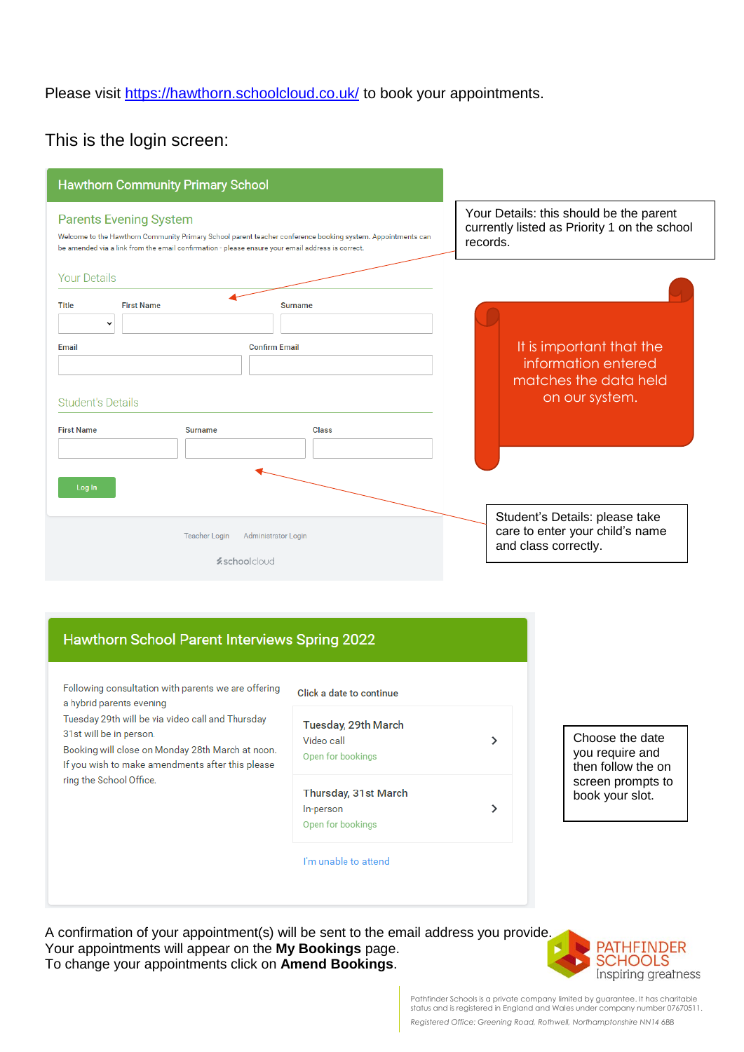Please visit [https://hawthorn.schoolcloud.co.uk/](https://hawthorn.schoolcloud.co.uk/) to book your appointments.

This is the login screen:

**Hawthorn Community Primary School**

Parents Evening System

Welcome to the Hawthorn Community Primary School parent teacher conference booking system. Appointments can be amended via a link from the email confirmation - please ensure your email address is correct.

Your Details

Title | First Name | Surname

Email | Confirm Email

Student's Details

First Name | Surname | Class

Log In

Teacher Login    Administrator Login

schoolcloud

Your Details: this should be the parent currently listed as Priority 1 on the school records.

It is important that the information entered matches the data held on our system.

Student's Details: please take care to enter your child's name and class correctly.

**Hawthorn School Parent Interviews Spring 2022**

Following consultation with parents we are offering a hybrid parents evening

Tuesday 29th will be via video call and Thursday 31st will be in person.

Booking will close on Monday 28th March at noon. If you wish to make amendments after this please ring the School Office.

Click a date to continue

Tuesday, 29th March
Video call
Open for bookings

Thursday, 31st March
In-person
Open for bookings

I'm unable to attend

Choose the date you require and then follow the on screen prompts to book your slot.

A confirmation of your appointment(s) will be sent to the email address you provide.
Your appointments will appear on the **My Bookings** page.
To change your appointments click on **Amend Bookings**.

PATHFINDER SCHOOLS
Inspiring greatness

Pathfinder Schools is a private company limited by guarantee. It has charitable status and is registered in England and Wales under company number 07670511.

*Registered Office: Greening Road, Rothwell, Northamptonshire NN14 6BB*